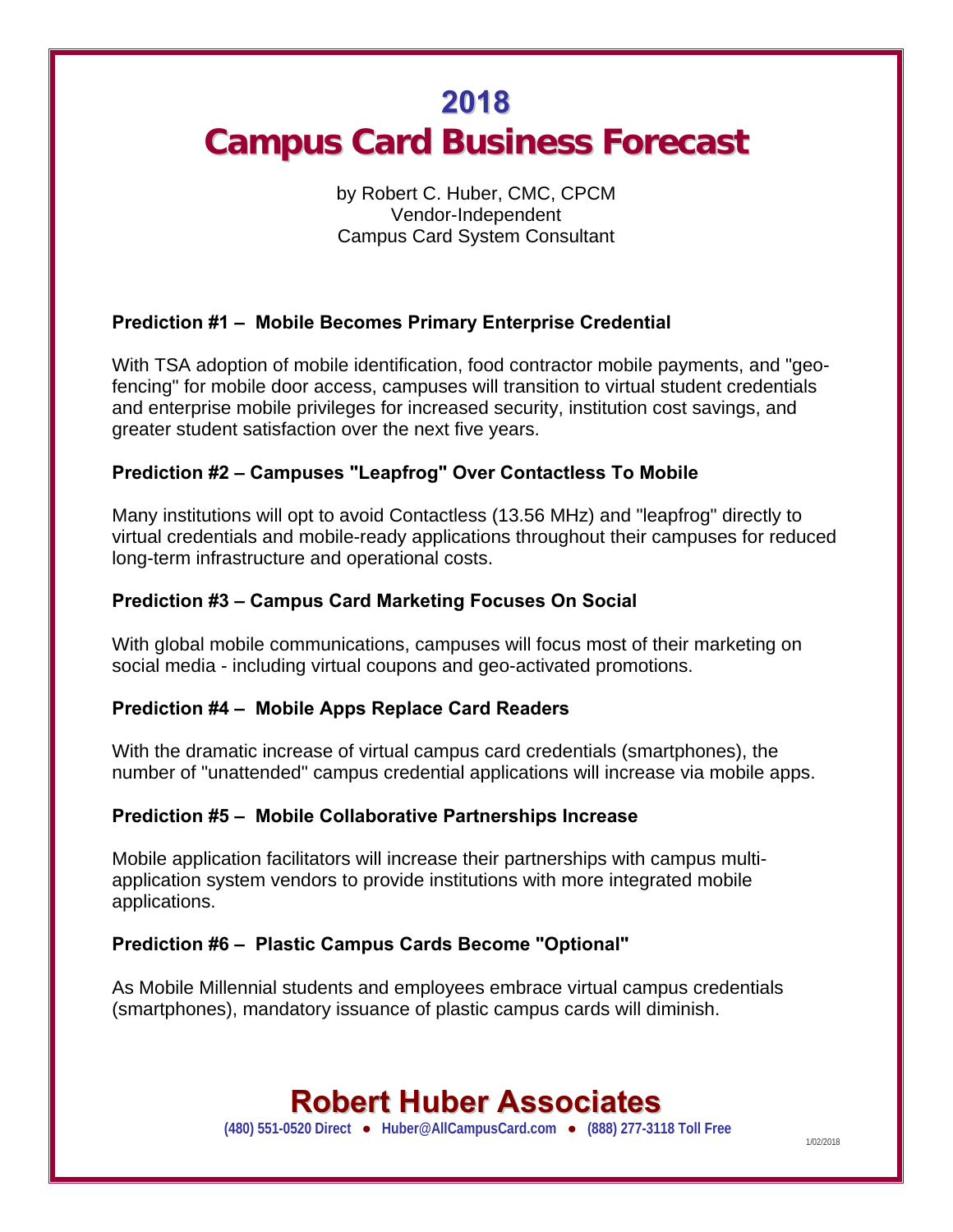# 2018
# Campus Card Business Forecast

by Robert C. Huber, CMC, CPCM
Vendor-Independent
Campus Card System Consultant

**Prediction #1 – Mobile Becomes Primary Enterprise Credential**

With TSA adoption of mobile identification, food contractor mobile payments, and "geo-fencing" for mobile door access, campuses will transition to virtual student credentials and enterprise mobile privileges for increased security, institution cost savings, and greater student satisfaction over the next five years.

**Prediction #2 – Campuses "Leapfrog" Over Contactless To Mobile**

Many institutions will opt to avoid Contactless (13.56 MHz) and "leapfrog" directly to virtual credentials and mobile-ready applications throughout their campuses for reduced long-term infrastructure and operational costs.

**Prediction #3 – Campus Card Marketing Focuses On Social**

With global mobile communications, campuses will focus most of their marketing on social media - including virtual coupons and geo-activated promotions.

**Prediction #4 – Mobile Apps Replace Card Readers**

With the dramatic increase of virtual campus card credentials (smartphones), the number of "unattended" campus credential applications will increase via mobile apps.

**Prediction #5 – Mobile Collaborative Partnerships Increase**

Mobile application facilitators will increase their partnerships with campus multi-application system vendors to provide institutions with more integrated mobile applications.

**Prediction #6 – Plastic Campus Cards Become "Optional"**

As Mobile Millennial students and employees embrace virtual campus credentials (smartphones), mandatory issuance of plastic campus cards will diminish.

## Robert Huber Associates

**(480) 551-0520 Direct ● Huber@AllCampusCard.com ● (888) 277-3118 Toll Free**

1/02/2018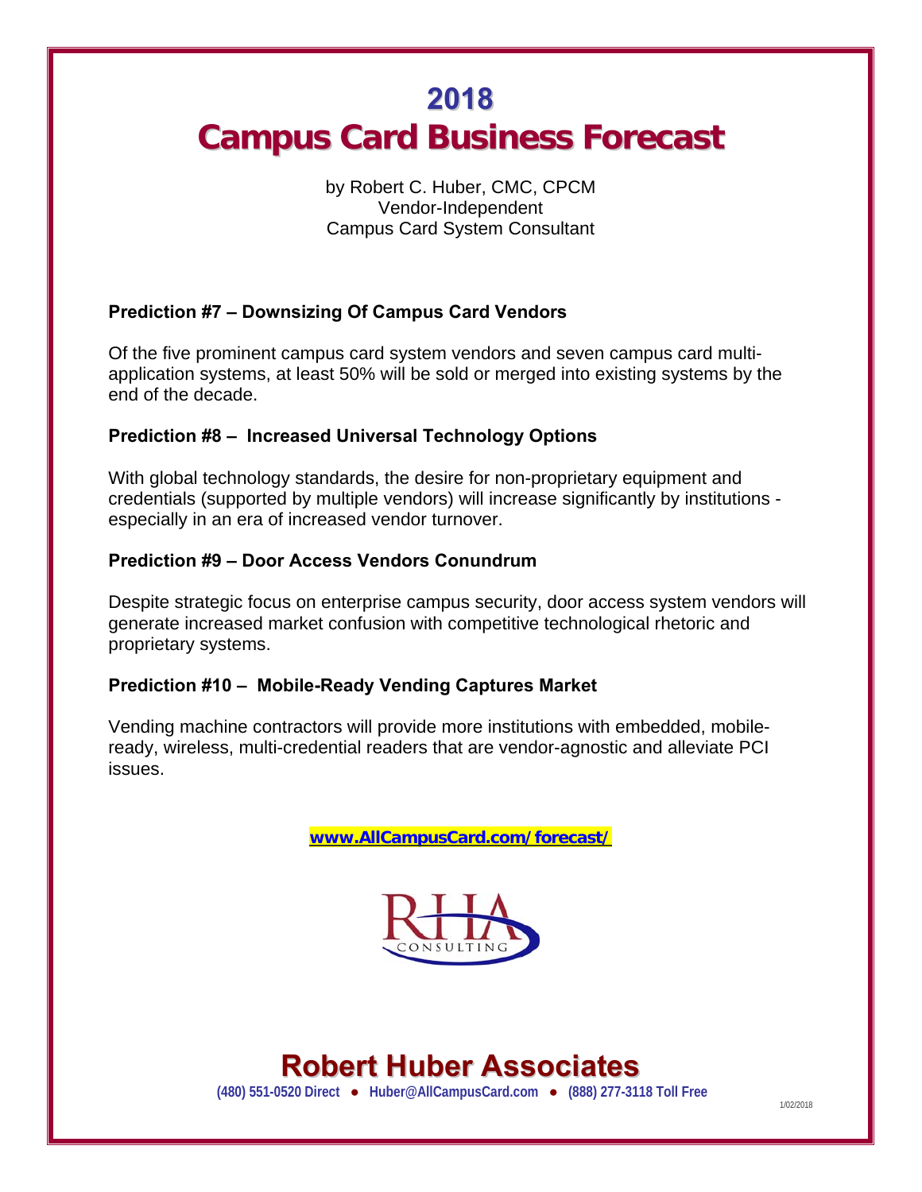# 2018
# Campus Card Business Forecast

by Robert C. Huber, CMC, CPCM
Vendor-Independent
Campus Card System Consultant

**Prediction #7 – Downsizing Of Campus Card Vendors**

Of the five prominent campus card system vendors and seven campus card multi-application systems, at least 50% will be sold or merged into existing systems by the end of the decade.

**Prediction #8 – Increased Universal Technology Options**

With global technology standards, the desire for non-proprietary equipment and credentials (supported by multiple vendors) will increase significantly by institutions - especially in an era of increased vendor turnover.

**Prediction #9 – Door Access Vendors Conundrum**

Despite strategic focus on enterprise campus security, door access system vendors will generate increased market confusion with competitive technological rhetoric and proprietary systems.

**Prediction #10 – Mobile-Ready Vending Captures Market**

Vending machine contractors will provide more institutions with embedded, mobile-ready, wireless, multi-credential readers that are vendor-agnostic and alleviate PCI issues.

**www.AllCampusCard.com/forecast/**

RHA CONSULTING

## Robert Huber Associates

**(480) 551-0520 Direct ● Huber@AllCampusCard.com ● (888) 277-3118 Toll Free**

1/02/2018